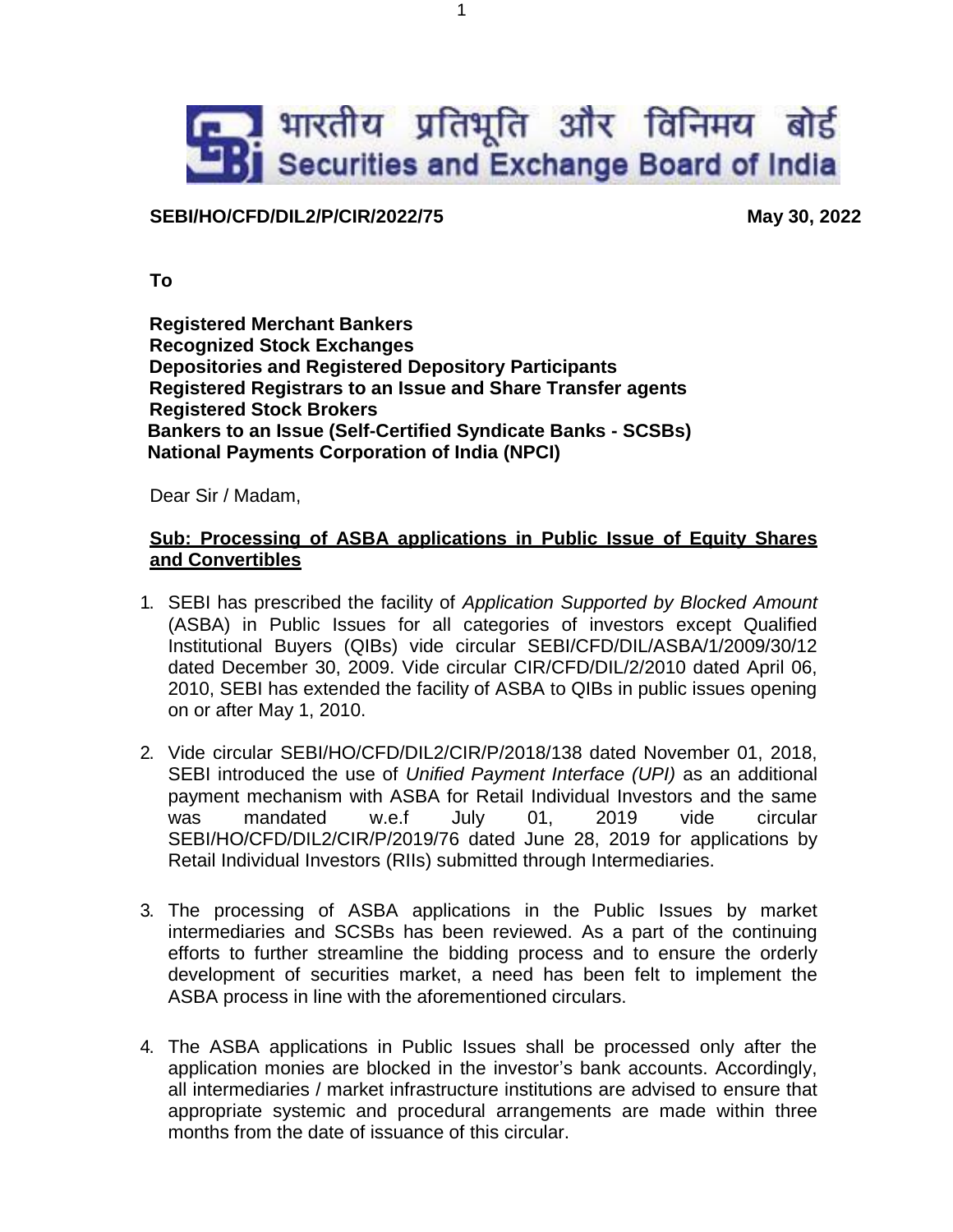भारतीय प्रतिभूति और विनिमय बोर्ड
Securities and Exchange Board of India

**SEBI/HO/CFD/DIL2/P/CIR/2022/75** **May 30, 2022**

**To**

**Registered Merchant Bankers**
**Recognized Stock Exchanges**
**Depositories and Registered Depository Participants**
**Registered Registrars to an Issue and Share Transfer agents**
**Registered Stock Brokers**
**Bankers to an Issue (Self-Certified Syndicate Banks - SCSBs)**
**National Payments Corporation of India (NPCI)**

Dear Sir / Madam,

**Sub: Processing of ASBA applications in Public Issue of Equity Shares and Convertibles**

1. SEBI has prescribed the facility of *Application Supported by Blocked Amount* (ASBA) in Public Issues for all categories of investors except Qualified Institutional Buyers (QIBs) vide circular SEBI/CFD/DIL/ASBA/1/2009/30/12 dated December 30, 2009. Vide circular CIR/CFD/DIL/2/2010 dated April 06, 2010, SEBI has extended the facility of ASBA to QIBs in public issues opening on or after May 1, 2010.

2. Vide circular SEBI/HO/CFD/DIL2/CIR/P/2018/138 dated November 01, 2018, SEBI introduced the use of *Unified Payment Interface (UPI)* as an additional payment mechanism with ASBA for Retail Individual Investors and the same was mandated w.e.f July 01, 2019 vide circular SEBI/HO/CFD/DIL2/CIR/P/2019/76 dated June 28, 2019 for applications by Retail Individual Investors (RIIs) submitted through Intermediaries.

3. The processing of ASBA applications in the Public Issues by market intermediaries and SCSBs has been reviewed. As a part of the continuing efforts to further streamline the bidding process and to ensure the orderly development of securities market, a need has been felt to implement the ASBA process in line with the aforementioned circulars.

4. The ASBA applications in Public Issues shall be processed only after the application monies are blocked in the investor's bank accounts. Accordingly, all intermediaries / market infrastructure institutions are advised to ensure that appropriate systemic and procedural arrangements are made within three months from the date of issuance of this circular.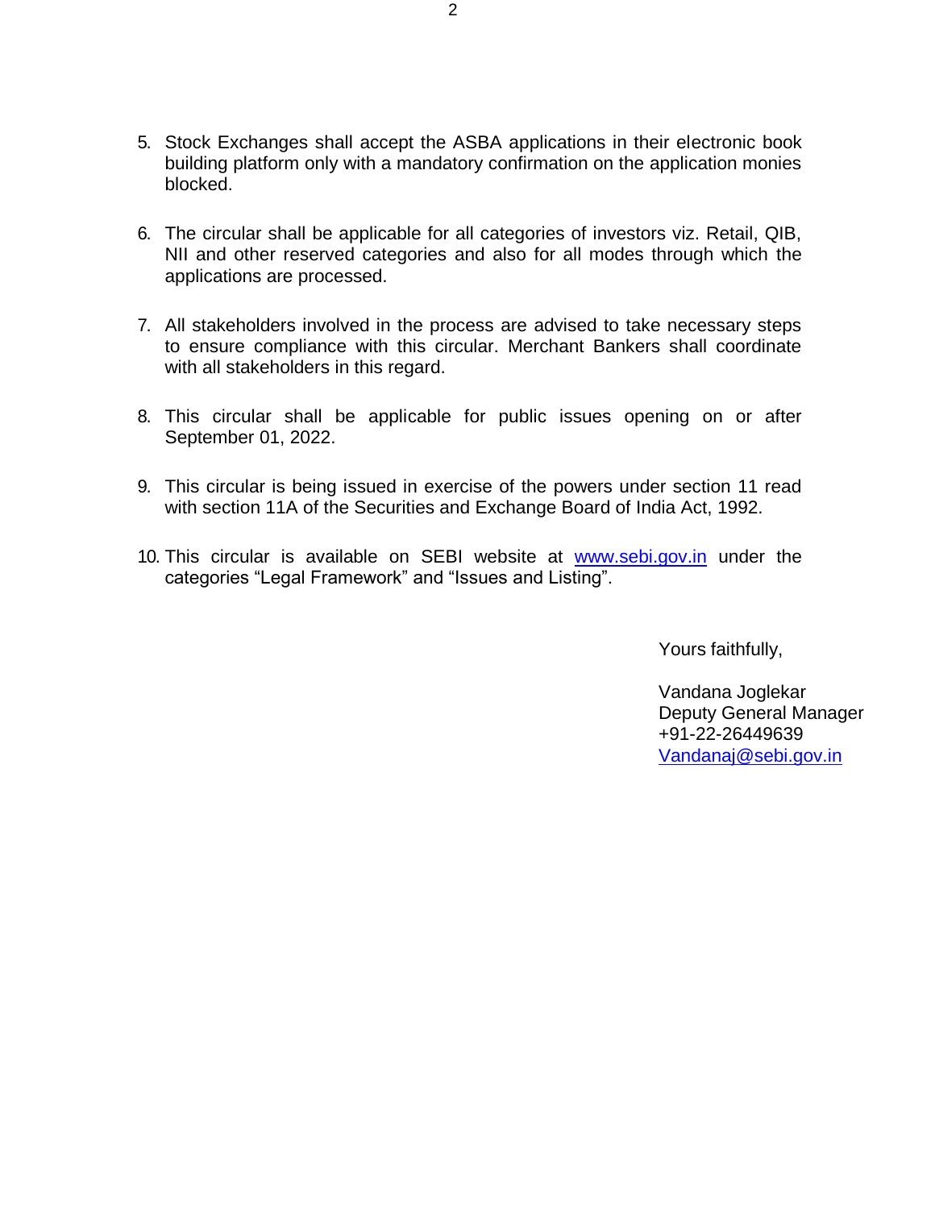5. Stock Exchanges shall accept the ASBA applications in their electronic book building platform only with a mandatory confirmation on the application monies blocked.

6. The circular shall be applicable for all categories of investors viz. Retail, QIB, NII and other reserved categories and also for all modes through which the applications are processed.

7. All stakeholders involved in the process are advised to take necessary steps to ensure compliance with this circular. Merchant Bankers shall coordinate with all stakeholders in this regard.

8. This circular shall be applicable for public issues opening on or after September 01, 2022.

9. This circular is being issued in exercise of the powers under section 11 read with section 11A of the Securities and Exchange Board of India Act, 1992.

10. This circular is available on SEBI website at www.sebi.gov.in under the categories "Legal Framework" and "Issues and Listing".

Yours faithfully,

Vandana Joglekar
Deputy General Manager
+91-22-26449639
Vandanaj@sebi.gov.in